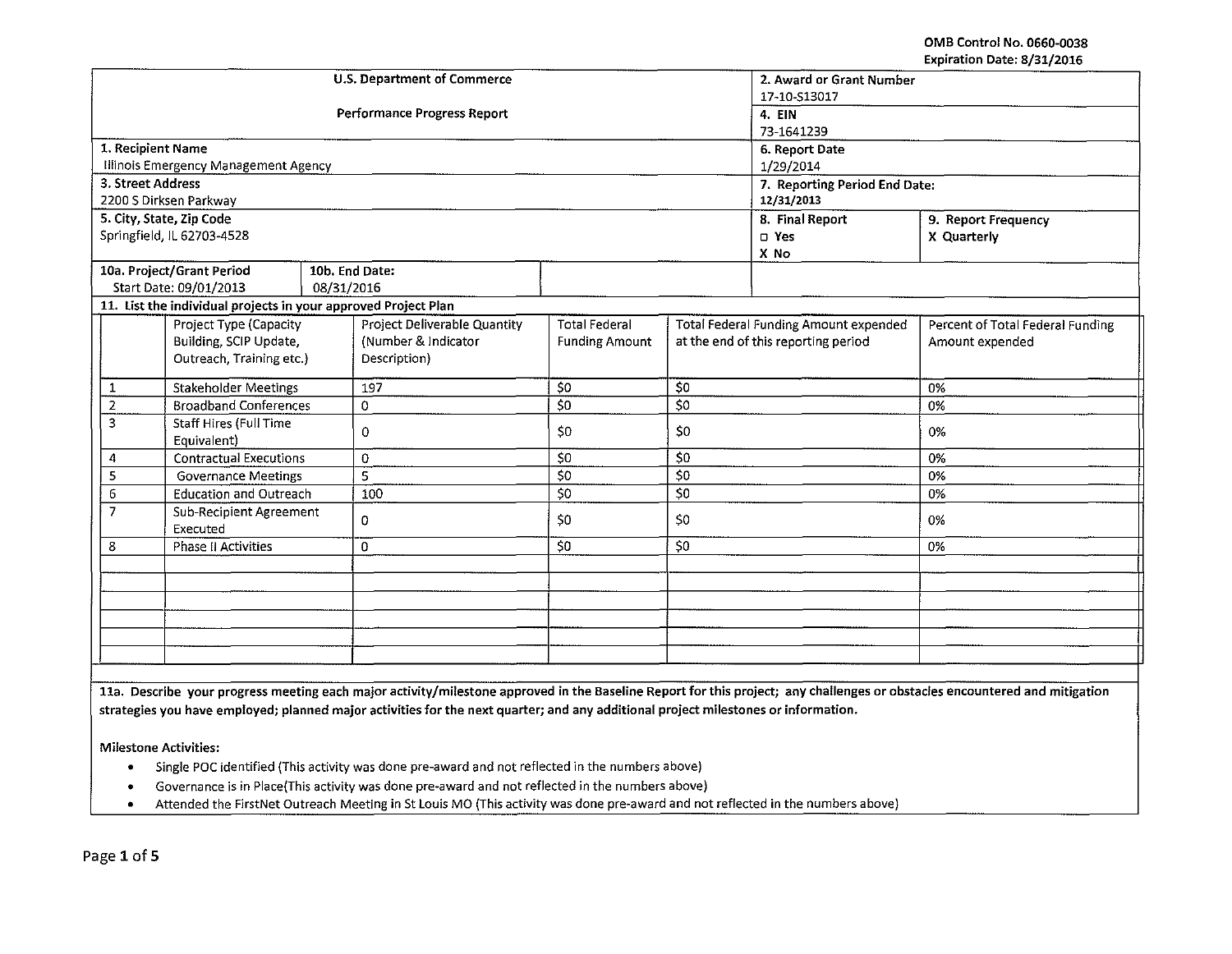OMB Control No. 0660-0038
Expiration Date: 8/31/2016

| U.S. Department of Commerce | | 2. Award or Grant Number | |
|---|---|---|---|
| Performance Progress Report | | 17-10-S13017 | |
| | | 4. EIN 73-1641239 | |
| 1. Recipient Name | Illinois Emergency Management Agency | 6. Report Date | 1/29/2014 |
| 3. Street Address | 2200 S Dirksen Parkway | 7. Reporting Period End Date: | 12/31/2013 |
| 5. City, State, Zip Code | Springfield, IL 62703-4528 | 8. Final Report ☐ Yes X No | 9. Report Frequency X Quarterly |
| 10a. Project/Grant Period Start Date: 09/01/2013 | 10b. End Date: 08/31/2016 | | |

**11. List the individual projects in your approved Project Plan**

| | Project Type (Capacity Building, SCIP Update, Outreach, Training etc.) | Project Deliverable Quantity (Number & Indicator Description) | Total Federal Funding Amount | Total Federal Funding Amount expended at the end of this reporting period | Percent of Total Federal Funding Amount expended |
|---|---|---|---|---|---|
| 1 | Stakeholder Meetings | 197 | $0 | $0 | 0% |
| 2 | Broadband Conferences | 0 | $0 | $0 | 0% |
| 3 | Staff Hires (Full Time Equivalent) | 0 | $0 | $0 | 0% |
| 4 | Contractual Executions | 0 | $0 | $0 | 0% |
| 5 | Governance Meetings | 5 | $0 | $0 | 0% |
| 6 | Education and Outreach | 100 | $0 | $0 | 0% |
| 7 | Sub-Recipient Agreement Executed | 0 | $0 | $0 | 0% |
| 8 | Phase II Activities | 0 | $0 | $0 | 0% |
| | | | | | |
| | | | | | |
| | | | | | |
| | | | | | |
| | | | | | |
| | | | | | |

**11a. Describe your progress meeting each major activity/milestone approved in the Baseline Report for this project; any challenges or obstacles encountered and mitigation strategies you have employed; planned major activities for the next quarter; and any additional project milestones or information.**

Milestone Activities:

- Single POC identified (This activity was done pre-award and not reflected in the numbers above)
- Governance is in Place(This activity was done pre-award and not reflected in the numbers above)
- Attended the FirstNet Outreach Meeting in St Louis MO (This activity was done pre-award and not reflected in the numbers above)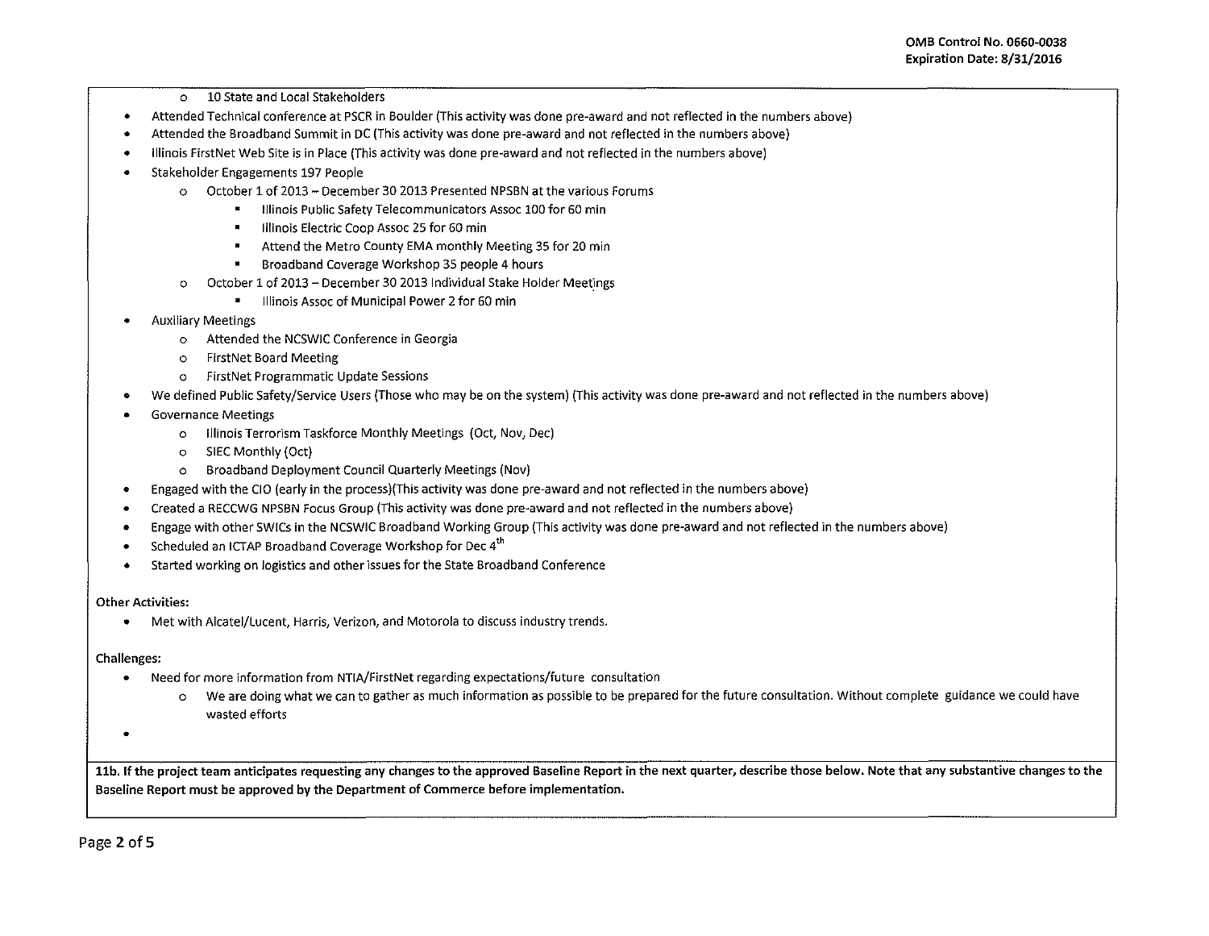- 10 State and Local Stakeholders
- Attended Technical conference at PSCR in Boulder (This activity was done pre-award and not reflected in the numbers above)
- Attended the Broadband Summit in DC (This activity was done pre-award and not reflected in the numbers above)
- Illinois FirstNet Web Site is in Place (This activity was done pre-award and not reflected in the numbers above)
- Stakeholder Engagements 197 People
  - October 1 of 2013 – December 30 2013 Presented NPSBN at the various Forums
    - Illinois Public Safety Telecommunicators Assoc 100 for 60 min
    - Illinois Electric Coop Assoc 25 for 60 min
    - Attend the Metro County EMA monthly Meeting 35 for 20 min
    - Broadband Coverage Workshop 35 people 4 hours
  - October 1 of 2013 – December 30 2013 Individual Stake Holder Meetings
    - Illinois Assoc of Municipal Power 2 for 60 min
- Auxiliary Meetings
  - Attended the NCSWIC Conference in Georgia
  - FirstNet Board Meeting
  - FirstNet Programmatic Update Sessions
- We defined Public Safety/Service Users (Those who may be on the system) (This activity was done pre-award and not reflected in the numbers above)
- Governance Meetings
  - Illinois Terrorism Taskforce Monthly Meetings (Oct, Nov, Dec)
  - SIEC Monthly (Oct)
  - Broadband Deployment Council Quarterly Meetings (Nov)
- Engaged with the CIO (early in the process)(This activity was done pre-award and not reflected in the numbers above)
- Created a RECCWG NPSBN Focus Group (This activity was done pre-award and not reflected in the numbers above)
- Engage with other SWICs in the NCSWIC Broadband Working Group (This activity was done pre-award and not reflected in the numbers above)
- Scheduled an ICTAP Broadband Coverage Workshop for Dec 4th
- Started working on logistics and other issues for the State Broadband Conference

**Other Activities:**

- Met with Alcatel/Lucent, Harris, Verizon, and Motorola to discuss industry trends.

**Challenges:**

- Need for more information from NTIA/FirstNet regarding expectations/future consultation
  - We are doing what we can to gather as much information as possible to be prepared for the future consultation. Without complete guidance we could have wasted efforts
-

**11b. If the project team anticipates requesting any changes to the approved Baseline Report in the next quarter, describe those below. Note that any substantive changes to the Baseline Report must be approved by the Department of Commerce before implementation.**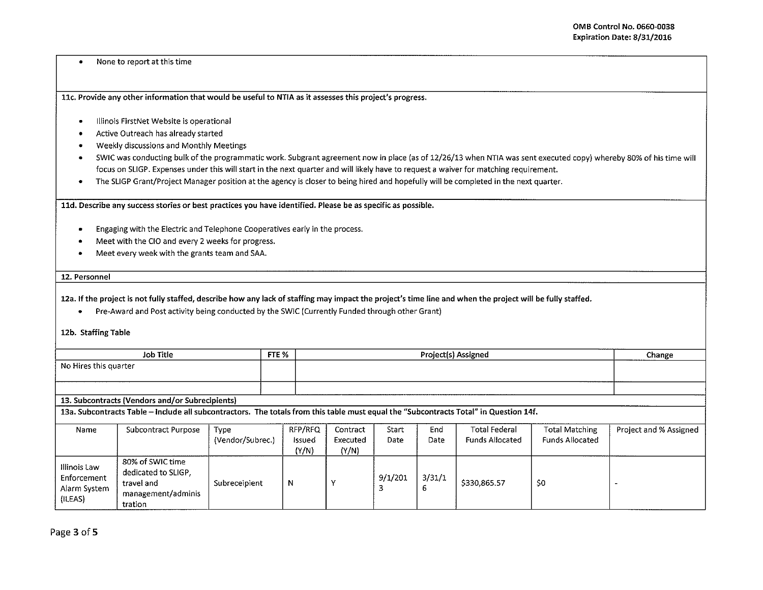- None to report at this time

**11c. Provide any other information that would be useful to NTIA as it assesses this project's progress.**

- Illinois FirstNet Website is operational
- Active Outreach has already started
- Weekly discussions and Monthly Meetings
- SWIC was conducting bulk of the programmatic work. Subgrant agreement now in place (as of 12/26/13 when NTIA was sent executed copy) whereby 80% of his time will focus on SLIGP. Expenses under this will start in the next quarter and will likely have to request a waiver for matching requirement.
- The SLIGP Grant/Project Manager position at the agency is closer to being hired and hopefully will be completed in the next quarter.

**11d. Describe any success stories or best practices you have identified. Please be as specific as possible.**

- Engaging with the Electric and Telephone Cooperatives early in the process.
- Meet with the CIO and every 2 weeks for progress.
- Meet every week with the grants team and SAA.

**12. Personnel**

**12a. If the project is not fully staffed, describe how any lack of staffing may impact the project's time line and when the project will be fully staffed.**

- Pre-Award and Post activity being conducted by the SWIC (Currently Funded through other Grant)

**12b. Staffing Table**

| Job Title | FTE % | Project(s) Assigned | Change |
|---|---|---|---|
| No Hires this quarter | | | |
| | | | |

**13. Subcontracts (Vendors and/or Subrecipients)**

**13a. Subcontracts Table – Include all subcontractors. The totals from this table must equal the "Subcontracts Total" in Question 14f.**

| Name | Subcontract Purpose | Type (Vendor/Subrec.) | RFP/RFQ Issued (Y/N) | Contract Executed (Y/N) | Start Date | End Date | Total Federal Funds Allocated | Total Matching Funds Allocated | Project and % Assigned |
|---|---|---|---|---|---|---|---|---|---|
| Illinois Law Enforcement Alarm System (ILEAS) | 80% of SWIC time dedicated to SLIGP, travel and management/administration | Subreceipient | N | Y | 9/1/2013 | 3/31/16 | $330,865.57 | $0 | - |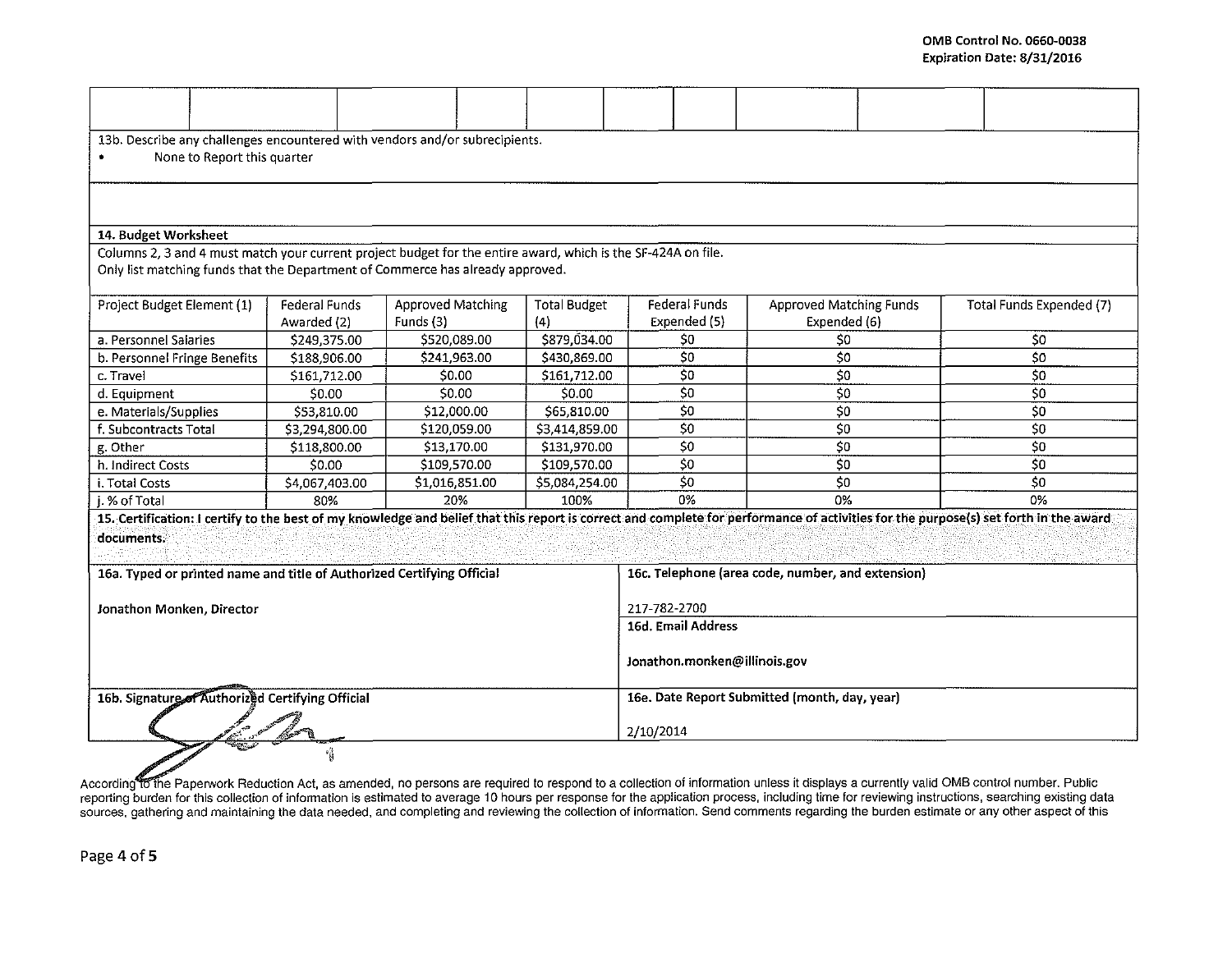13b. Describe any challenges encountered with vendors and/or subrecipients.

- None to Report this quarter

**14. Budget Worksheet**

Columns 2, 3 and 4 must match your current project budget for the entire award, which is the SF-424A on file.
Only list matching funds that the Department of Commerce has already approved.

| Project Budget Element (1) | Federal Funds Awarded (2) | Approved Matching Funds (3) | Total Budget (4) | Federal Funds Expended (5) | Approved Matching Funds Expended (6) | Total Funds Expended (7) |
|---|---|---|---|---|---|---|
| a. Personnel Salaries | $249,375.00 | $520,089.00 | $879,034.00 | $0 | $0 | $0 |
| b. Personnel Fringe Benefits | $188,906.00 | $241,963.00 | $430,869.00 | $0 | $0 | $0 |
| c. Travel | $161,712.00 | $0.00 | $161,712.00 | $0 | $0 | $0 |
| d. Equipment | $0.00 | $0.00 | $0.00 | $0 | $0 | $0 |
| e. Materials/Supplies | $53,810.00 | $12,000.00 | $65,810.00 | $0 | $0 | $0 |
| f. Subcontracts Total | $3,294,800.00 | $120,059.00 | $3,414,859.00 | $0 | $0 | $0 |
| g. Other | $118,800.00 | $13,170.00 | $131,970.00 | $0 | $0 | $0 |
| h. Indirect Costs | $0.00 | $109,570.00 | $109,570.00 | $0 | $0 | $0 |
| i. Total Costs | $4,067,403.00 | $1,016,851.00 | $5,084,254.00 | $0 | $0 | $0 |
| j. % of Total | 80% | 20% | 100% | 0% | 0% | 0% |

**15. Certification: I certify to the best of my knowledge and belief that this report is correct and complete for performance of activities for the purpose(s) set forth in the award documents.**

| **16a. Typed or printed name and title of Authorized Certifying Official** | **16c. Telephone (area code, number, and extension)** |
|---|---|
| Jonathon Monken, Director | 217-782-2700 |
| | **16d. Email Address** |
| | Jonathon.monken@illinois.gov |
| **16b. Signature of Authorized Certifying Official** | **16e. Date Report Submitted (month, day, year)** |
| | 2/10/2014 |

According to the Paperwork Reduction Act, as amended, no persons are required to respond to a collection of information unless it displays a currently valid OMB control number. Public reporting burden for this collection of information is estimated to average 10 hours per response for the application process, including time for reviewing instructions, searching existing data sources, gathering and maintaining the data needed, and completing and reviewing the collection of information. Send comments regarding the burden estimate or any other aspect of this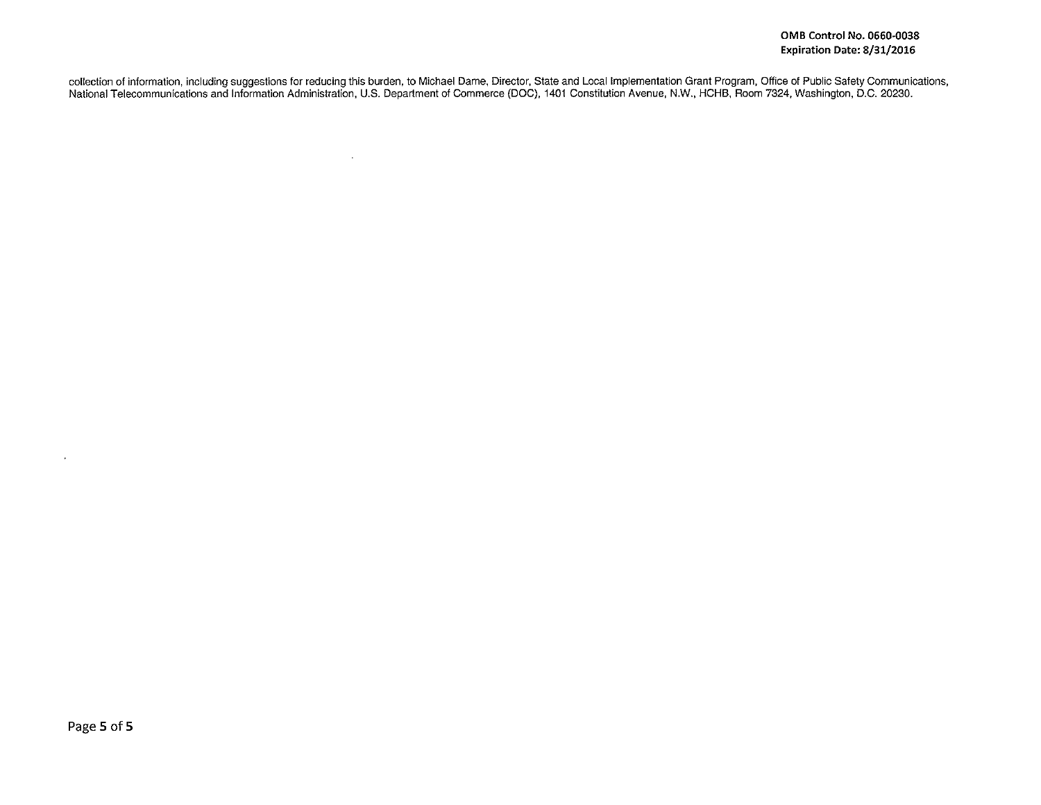collection of information, including suggestions for reducing this burden, to Michael Dame, Director, State and Local Implementation Grant Program, Office of Public Safety Communications, National Telecommunications and Information Administration, U.S. Department of Commerce (DOC), 1401 Constitution Avenue, N.W., HCHB, Room 7324, Washington, D.C. 20230.